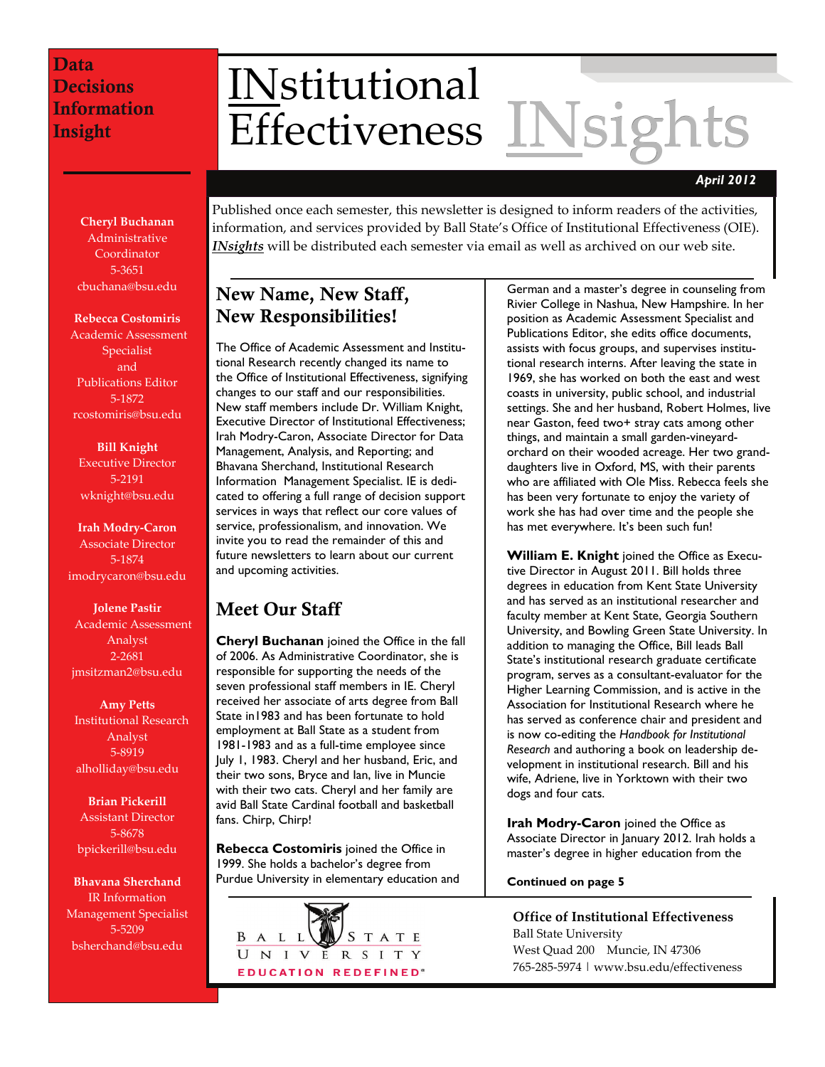Data
Decisions
Information
Insight

# INstitutional Effectiveness INsights

***April 2012***

Published once each semester, this newsletter is designed to inform readers of the activities, information, and services provided by Ball State's Office of Institutional Effectiveness (OIE). ***INsights*** will be distributed each semester via email as well as archived on our web site.

**Cheryl Buchanan**
Administrative Coordinator
5-3651
cbuchana@bsu.edu

**Rebecca Costomiris**
Academic Assessment Specialist and Publications Editor
5-1872
rcostomiris@bsu.edu

**Bill Knight**
Executive Director
5-2191
wknight@bsu.edu

**Irah Modry-Caron**
Associate Director
5-1874
imodrycaron@bsu.edu

**Jolene Pastir**
Academic Assessment Analyst
2-2681
jmsitzman2@bsu.edu

**Amy Petts**
Institutional Research Analyst
5-8919
alholliday@bsu.edu

**Brian Pickerill**
Assistant Director
5-8678
bpickerill@bsu.edu

**Bhavana Sherchand**
IR Information Management Specialist
5-5209
bsherchand@bsu.edu

## New Name, New Staff, New Responsibilities!

The Office of Academic Assessment and Institutional Research recently changed its name to the Office of Institutional Effectiveness, signifying changes to our staff and our responsibilities. New staff members include Dr. William Knight, Executive Director of Institutional Effectiveness; Irah Modry-Caron, Associate Director for Data Management, Analysis, and Reporting; and Bhavana Sherchand, Institutional Research Information Management Specialist. IE is dedicated to offering a full range of decision support services in ways that reflect our core values of service, professionalism, and innovation. We invite you to read the remainder of this and future newsletters to learn about our current and upcoming activities.

## Meet Our Staff

**Cheryl Buchanan** joined the Office in the fall of 2006. As Administrative Coordinator, she is responsible for supporting the needs of the seven professional staff members in IE. Cheryl received her associate of arts degree from Ball State in1983 and has been fortunate to hold employment at Ball State as a student from 1981-1983 and as a full-time employee since July 1, 1983. Cheryl and her husband, Eric, and their two sons, Bryce and Ian, live in Muncie with their two cats. Cheryl and her family are avid Ball State Cardinal football and basketball fans. Chirp, Chirp!

**Rebecca Costomiris** joined the Office in 1999. She holds a bachelor's degree from Purdue University in elementary education and German and a master's degree in counseling from Rivier College in Nashua, New Hampshire. In her position as Academic Assessment Specialist and Publications Editor, she edits office documents, assists with focus groups, and supervises institutional research interns. After leaving the state in 1969, she has worked on both the east and west coasts in university, public school, and industrial settings. She and her husband, Robert Holmes, live near Gaston, feed two+ stray cats among other things, and maintain a small garden-vineyard-orchard on their wooded acreage. Her two granddaughters live in Oxford, MS, with their parents who are affiliated with Ole Miss. Rebecca feels she has been very fortunate to enjoy the variety of work she has had over time and the people she has met everywhere. It's been such fun!

**William E. Knight** joined the Office as Executive Director in August 2011. Bill holds three degrees in education from Kent State University and has served as an institutional researcher and faculty member at Kent State, Georgia Southern University, and Bowling Green State University. In addition to managing the Office, Bill leads Ball State's institutional research graduate certificate program, serves as a consultant-evaluator for the Higher Learning Commission, and is active in the Association for Institutional Research where he has served as conference chair and president and is now co-editing the *Handbook for Institutional Research* and authoring a book on leadership development in institutional research. Bill and his wife, Adriene, live in Yorktown with their two dogs and four cats.

**Irah Modry-Caron** joined the Office as Associate Director in January 2012. Irah holds a master's degree in higher education from the

**Continued on page 5**

BALL STATE UNIVERSITY
EDUCATION REDEFINED®

**Office of Institutional Effectiveness**
Ball State University
West Quad 200 Muncie, IN 47306
765-285-5974 | www.bsu.edu/effectiveness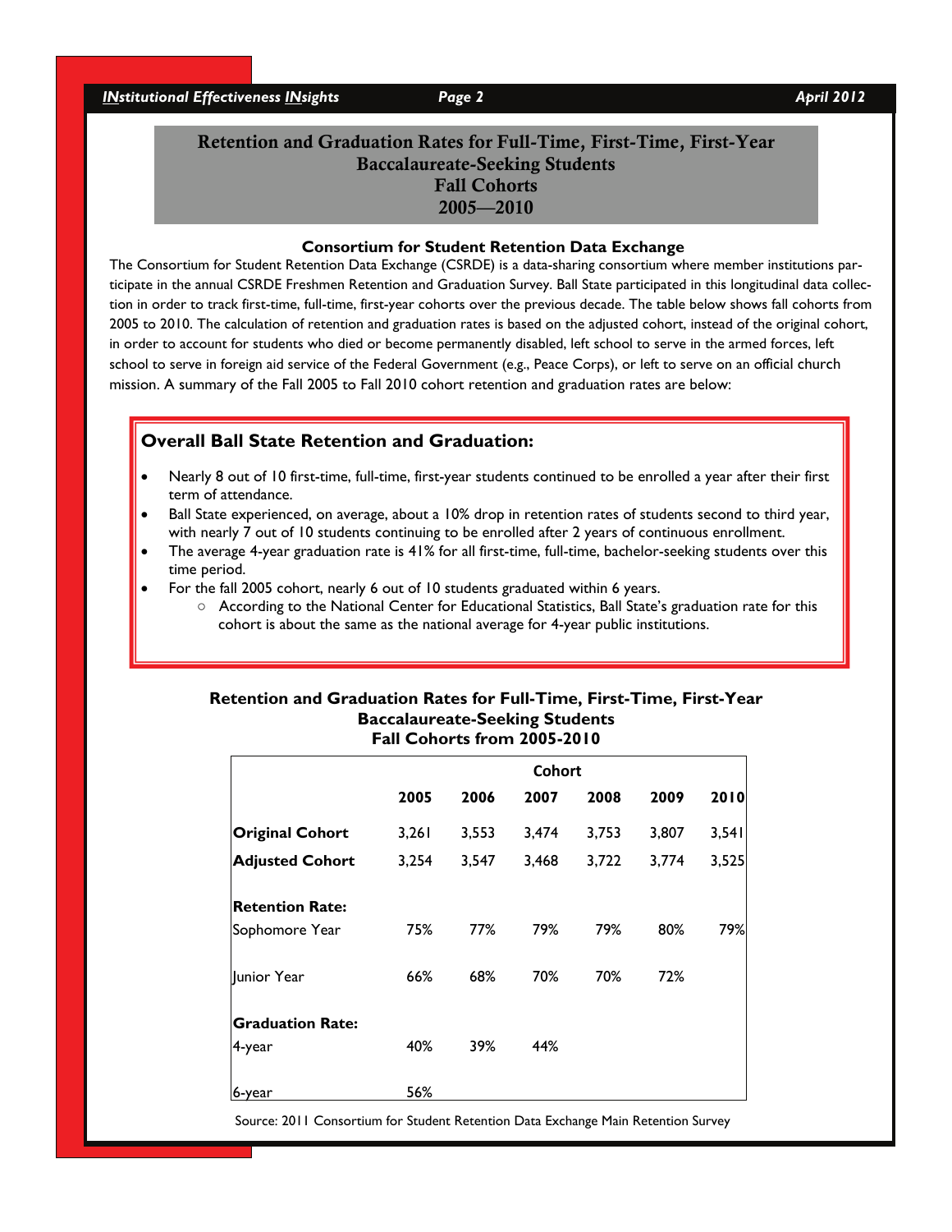## Retention and Graduation Rates for Full-Time, First-Time, First-Year Baccalaureate-Seeking Students Fall Cohorts 2005—2010

### Consortium for Student Retention Data Exchange

The Consortium for Student Retention Data Exchange (CSRDE) is a data-sharing consortium where member institutions participate in the annual CSRDE Freshmen Retention and Graduation Survey. Ball State participated in this longitudinal data collection in order to track first-time, full-time, first-year cohorts over the previous decade. The table below shows fall cohorts from 2005 to 2010. The calculation of retention and graduation rates is based on the adjusted cohort, instead of the original cohort, in order to account for students who died or become permanently disabled, left school to serve in the armed forces, left school to serve in foreign aid service of the Federal Government (e.g., Peace Corps), or left to serve on an official church mission. A summary of the Fall 2005 to Fall 2010 cohort retention and graduation rates are below:

### Overall Ball State Retention and Graduation:

- Nearly 8 out of 10 first-time, full-time, first-year students continued to be enrolled a year after their first term of attendance.
- Ball State experienced, on average, about a 10% drop in retention rates of students second to third year, with nearly 7 out of 10 students continuing to be enrolled after 2 years of continuous enrollment.
- The average 4-year graduation rate is 41% for all first-time, full-time, bachelor-seeking students over this time period.
- For the fall 2005 cohort, nearly 6 out of 10 students graduated within 6 years.
    - According to the National Center for Educational Statistics, Ball State's graduation rate for this cohort is about the same as the national average for 4-year public institutions.

**Retention and Graduation Rates for Full-Time, First-Time, First-Year Baccalaureate-Seeking Students Fall Cohorts from 2005-2010**

| | Cohort | | | | | |
|---|---|---|---|---|---|---|
| | **2005** | **2006** | **2007** | **2008** | **2009** | **2010** |
| **Original Cohort** | 3,261 | 3,553 | 3,474 | 3,753 | 3,807 | 3,541 |
| **Adjusted Cohort** | 3,254 | 3,547 | 3,468 | 3,722 | 3,774 | 3,525 |
| **Retention Rate:** | | | | | | |
| Sophomore Year | 75% | 77% | 79% | 79% | 80% | 79% |
| Junior Year | 66% | 68% | 70% | 70% | 72% | |
| **Graduation Rate:** | | | | | | |
| 4-year | 40% | 39% | 44% | | | |
| 6-year | 56% | | | | | |

Source: 2011 Consortium for Student Retention Data Exchange Main Retention Survey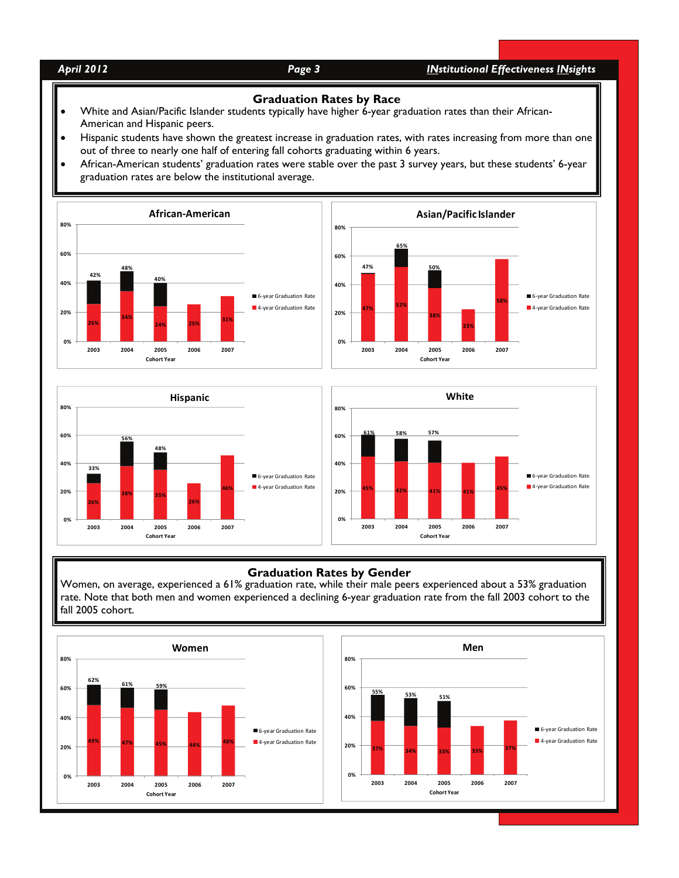## Graduation Rates by Race

- White and Asian/Pacific Islander students typically have higher 6-year graduation rates than their African-American and Hispanic peers.
- Hispanic students have shown the greatest increase in graduation rates, with rates increasing from more than one out of three to nearly one half of entering fall cohorts graduating within 6 years.
- African-American students' graduation rates were stable over the past 3 survey years, but these students' 6-year graduation rates are below the institutional average.

### African-American

| Cohort Year | 4-year Graduation Rate | 6-year Graduation Rate |
| --- | --- | --- |
| 2003 | 26% | 42% |
| 2004 | 34% | 48% |
| 2005 | 24% | 40% |
| 2006 | 25% | |
| 2007 | 31% | |

### Asian/Pacific Islander

| Cohort Year | 4-year Graduation Rate | 6-year Graduation Rate |
| --- | --- | --- |
| 2003 | 47% | 47% |
| 2004 | 52% | 65% |
| 2005 | 38% | 50% |
| 2006 | 23% | |
| 2007 | 58% | |

### Hispanic

| Cohort Year | 4-year Graduation Rate | 6-year Graduation Rate |
| --- | --- | --- |
| 2003 | 26% | 33% |
| 2004 | 38% | 56% |
| 2005 | 35% | 48% |
| 2006 | 26% | |
| 2007 | 46% | |

### White

| Cohort Year | 4-year Graduation Rate | 6-year Graduation Rate |
| --- | --- | --- |
| 2003 | 45% | 61% |
| 2004 | 42% | 58% |
| 2005 | 41% | 57% |
| 2006 | 41% | |
| 2007 | 45% | |

## Graduation Rates by Gender

Women, on average, experienced a 61% graduation rate, while their male peers experienced about a 53% graduation rate. Note that both men and women experienced a declining 6-year graduation rate from the fall 2003 cohort to the fall 2005 cohort.

### Women

| Cohort Year | 4-year Graduation Rate | 6-year Graduation Rate |
| --- | --- | --- |
| 2003 | 49% | 62% |
| 2004 | 47% | 61% |
| 2005 | 45% | 59% |
| 2006 | 44% | |
| 2007 | 48% | |

### Men

| Cohort Year | 4-year Graduation Rate | 6-year Graduation Rate |
| --- | --- | --- |
| 2003 | 37% | 55% |
| 2004 | 34% | 53% |
| 2005 | 33% | 51% |
| 2006 | 33% | |
| 2007 | 37% | |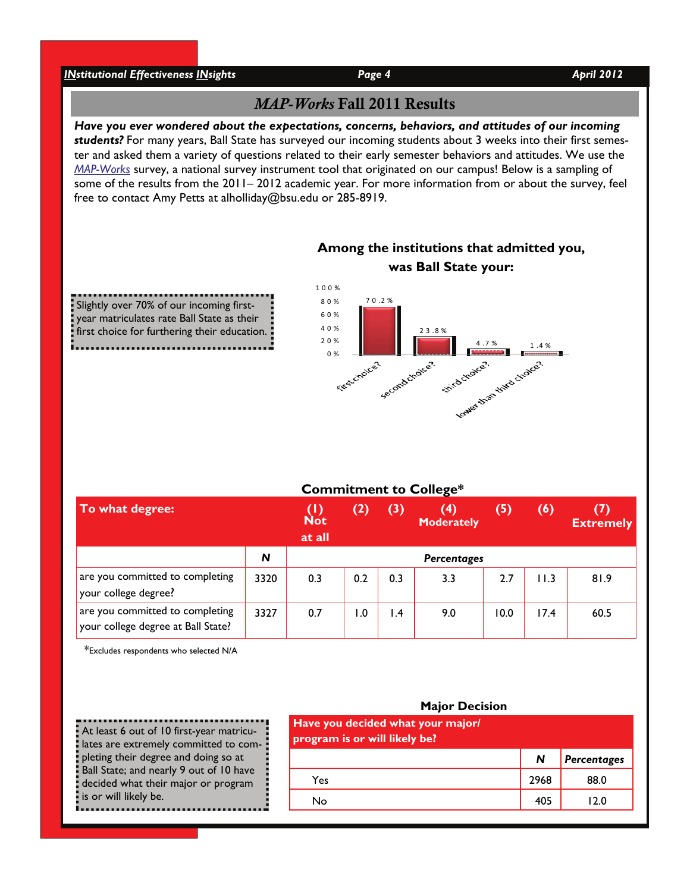## *MAP-Works* Fall 2011 Results

***Have you ever wondered about the expectations, concerns, behaviors, and attitudes of our incoming students?*** For many years, Ball State has surveyed our incoming students about 3 weeks into their first semester and asked them a variety of questions related to their early semester behaviors and attitudes. We use the *MAP-Works* survey, a national survey instrument tool that originated on our campus! Below is a sampling of some of the results from the 2011– 2012 academic year. For more information from or about the survey, feel free to contact Amy Petts at alholliday@bsu.edu or 285-8919.

Slightly over 70% of our incoming first-year matriculates rate Ball State as their first choice for furthering their education.

### Among the institutions that admitted you, was Ball State your:

| Choice | Percentage |
|---|---|
| first choice? | 70.2% |
| second choice? | 23.8% |
| third choice? | 4.7% |
| lower than third choice? | 1.4% |

### Commitment to College*

| To what degree: | N | (1) Not at all | (2) | (3) | (4) Moderately | (5) | (6) | (7) Extremely |
|---|---|---|---|---|---|---|---|---|
| | | *Percentages* | | | | | | |
| are you committed to completing your college degree? | 3320 | 0.3 | 0.2 | 0.3 | 3.3 | 2.7 | 11.3 | 81.9 |
| are you committed to completing your college degree at Ball State? | 3327 | 0.7 | 1.0 | 1.4 | 9.0 | 10.0 | 17.4 | 60.5 |

*Excludes respondents who selected N/A

At least 6 out of 10 first-year matriculates are extremely committed to completing their degree and doing so at Ball State; and nearly 9 out of 10 have decided what their major or program is or will likely be.

### Major Decision

| Have you decided what your major/ program is or will likely be? | N | Percentages |
|---|---|---|
| Yes | 2968 | 88.0 |
| No | 405 | 12.0 |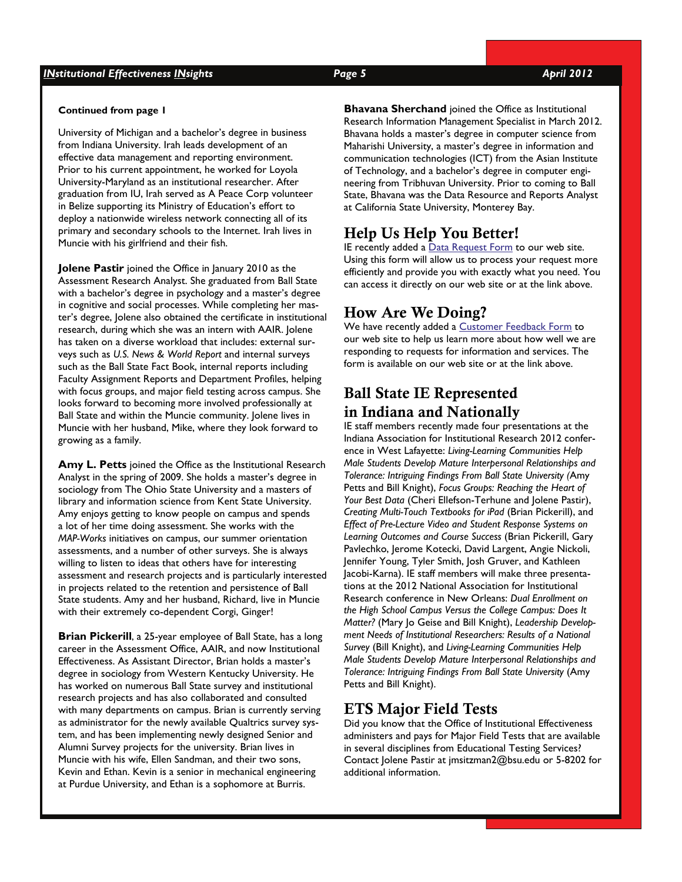**Continued from page 1**

University of Michigan and a bachelor's degree in business from Indiana University. Irah leads development of an effective data management and reporting environment. Prior to his current appointment, he worked for Loyola University-Maryland as an institutional researcher. After graduation from IU, Irah served as A Peace Corp volunteer in Belize supporting its Ministry of Education's effort to deploy a nationwide wireless network connecting all of its primary and secondary schools to the Internet. Irah lives in Muncie with his girlfriend and their fish.

**Jolene Pastir** joined the Office in January 2010 as the Assessment Research Analyst. She graduated from Ball State with a bachelor's degree in psychology and a master's degree in cognitive and social processes. While completing her master's degree, Jolene also obtained the certificate in institutional research, during which she was an intern with AAIR. Jolene has taken on a diverse workload that includes: external surveys such as *U.S. News & World Report* and internal surveys such as the Ball State Fact Book, internal reports including Faculty Assignment Reports and Department Profiles, helping with focus groups, and major field testing across campus. She looks forward to becoming more involved professionally at Ball State and within the Muncie community. Jolene lives in Muncie with her husband, Mike, where they look forward to growing as a family.

**Amy L. Petts** joined the Office as the Institutional Research Analyst in the spring of 2009. She holds a master's degree in sociology from The Ohio State University and a masters of library and information science from Kent State University. Amy enjoys getting to know people on campus and spends a lot of her time doing assessment. She works with the *MAP-Works* initiatives on campus, our summer orientation assessments, and a number of other surveys. She is always willing to listen to ideas that others have for interesting assessment and research projects and is particularly interested in projects related to the retention and persistence of Ball State students. Amy and her husband, Richard, live in Muncie with their extremely co-dependent Corgi, Ginger!

**Brian Pickerill**, a 25-year employee of Ball State, has a long career in the Assessment Office, AAIR, and now Institutional Effectiveness. As Assistant Director, Brian holds a master's degree in sociology from Western Kentucky University. He has worked on numerous Ball State survey and institutional research projects and has also collaborated and consulted with many departments on campus. Brian is currently serving as administrator for the newly available Qualtrics survey system, and has been implementing newly designed Senior and Alumni Survey projects for the university. Brian lives in Muncie with his wife, Ellen Sandman, and their two sons, Kevin and Ethan. Kevin is a senior in mechanical engineering at Purdue University, and Ethan is a sophomore at Burris.

**Bhavana Sherchand** joined the Office as Institutional Research Information Management Specialist in March 2012. Bhavana holds a master's degree in computer science from Maharishi University, a master's degree in information and communication technologies (ICT) from the Asian Institute of Technology, and a bachelor's degree in computer engineering from Tribhuvan University. Prior to coming to Ball State, Bhavana was the Data Resource and Reports Analyst at California State University, Monterey Bay.

## Help Us Help You Better!

IE recently added a Data Request Form to our web site. Using this form will allow us to process your request more efficiently and provide you with exactly what you need. You can access it directly on our web site or at the link above.

## How Are We Doing?

We have recently added a Customer Feedback Form to our web site to help us learn more about how well we are responding to requests for information and services. The form is available on our web site or at the link above.

## Ball State IE Represented in Indiana and Nationally

IE staff members recently made four presentations at the Indiana Association for Institutional Research 2012 conference in West Lafayette: *Living-Learning Communities Help Male Students Develop Mature Interpersonal Relationships and Tolerance: Intriguing Findings From Ball State University (*Amy Petts and Bill Knight), *Focus Groups: Reaching the Heart of Your Best Data* (Cheri Ellefson-Terhune and Jolene Pastir), *Creating Multi-Touch Textbooks for iPad* (Brian Pickerill), and *Effect of Pre-Lecture Video and Student Response Systems on Learning Outcomes and Course Success* (Brian Pickerill, Gary Pavlechko, Jerome Kotecki, David Largent, Angie Nickoli, Jennifer Young, Tyler Smith, Josh Gruver, and Kathleen Jacobi-Karna). IE staff members will make three presentations at the 2012 National Association for Institutional Research conference in New Orleans: *Dual Enrollment on the High School Campus Versus the College Campus: Does It Matter?* (Mary Jo Geise and Bill Knight), *Leadership Development Needs of Institutional Researchers: Results of a National Survey* (Bill Knight), and *Living-Learning Communities Help Male Students Develop Mature Interpersonal Relationships and Tolerance: Intriguing Findings From Ball State University* (Amy Petts and Bill Knight).

## ETS Major Field Tests

Did you know that the Office of Institutional Effectiveness administers and pays for Major Field Tests that are available in several disciplines from Educational Testing Services? Contact Jolene Pastir at jmsitzman2@bsu.edu or 5-8202 for additional information.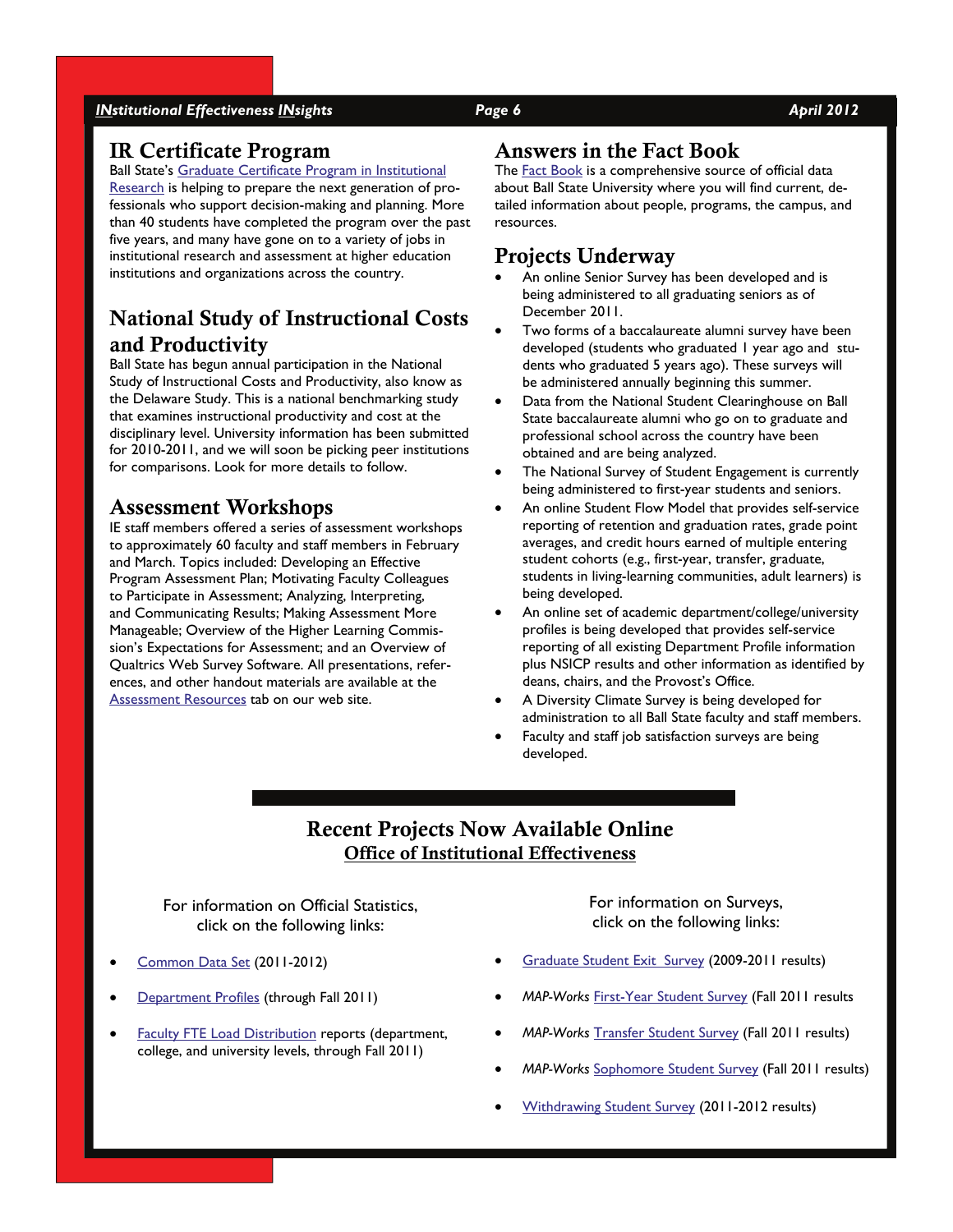## IR Certificate Program

Ball State's Graduate Certificate Program in Institutional Research is helping to prepare the next generation of professionals who support decision-making and planning. More than 40 students have completed the program over the past five years, and many have gone on to a variety of jobs in institutional research and assessment at higher education institutions and organizations across the country.

## National Study of Instructional Costs and Productivity

Ball State has begun annual participation in the National Study of Instructional Costs and Productivity, also know as the Delaware Study. This is a national benchmarking study that examines instructional productivity and cost at the disciplinary level. University information has been submitted for 2010-2011, and we will soon be picking peer institutions for comparisons. Look for more details to follow.

## Assessment Workshops

IE staff members offered a series of assessment workshops to approximately 60 faculty and staff members in February and March. Topics included: Developing an Effective Program Assessment Plan; Motivating Faculty Colleagues to Participate in Assessment; Analyzing, Interpreting, and Communicating Results; Making Assessment More Manageable; Overview of the Higher Learning Commission's Expectations for Assessment; and an Overview of Qualtrics Web Survey Software. All presentations, references, and other handout materials are available at the Assessment Resources tab on our web site.

## Answers in the Fact Book

The Fact Book is a comprehensive source of official data about Ball State University where you will find current, detailed information about people, programs, the campus, and resources.

## Projects Underway

- An online Senior Survey has been developed and is being administered to all graduating seniors as of December 2011.
- Two forms of a baccalaureate alumni survey have been developed (students who graduated 1 year ago and students who graduated 5 years ago). These surveys will be administered annually beginning this summer.
- Data from the National Student Clearinghouse on Ball State baccalaureate alumni who go on to graduate and professional school across the country have been obtained and are being analyzed.
- The National Survey of Student Engagement is currently being administered to first-year students and seniors.
- An online Student Flow Model that provides self-service reporting of retention and graduation rates, grade point averages, and credit hours earned of multiple entering student cohorts (e.g., first-year, transfer, graduate, students in living-learning communities, adult learners) is being developed.
- An online set of academic department/college/university profiles is being developed that provides self-service reporting of all existing Department Profile information plus NSICP results and other information as identified by deans, chairs, and the Provost's Office.
- A Diversity Climate Survey is being developed for administration to all Ball State faculty and staff members.
- Faculty and staff job satisfaction surveys are being developed.

## Recent Projects Now Available Online

### Office of Institutional Effectiveness

For information on Official Statistics, click on the following links:

- Common Data Set (2011-2012)
- Department Profiles (through Fall 2011)
- Faculty FTE Load Distribution reports (department, college, and university levels, through Fall 2011)

For information on Surveys, click on the following links:

- Graduate Student Exit Survey (2009-2011 results)
- *MAP-Works* First-Year Student Survey (Fall 2011 results
- *MAP-Works* Transfer Student Survey (Fall 2011 results)
- *MAP-Works* Sophomore Student Survey (Fall 2011 results)
- Withdrawing Student Survey (2011-2012 results)